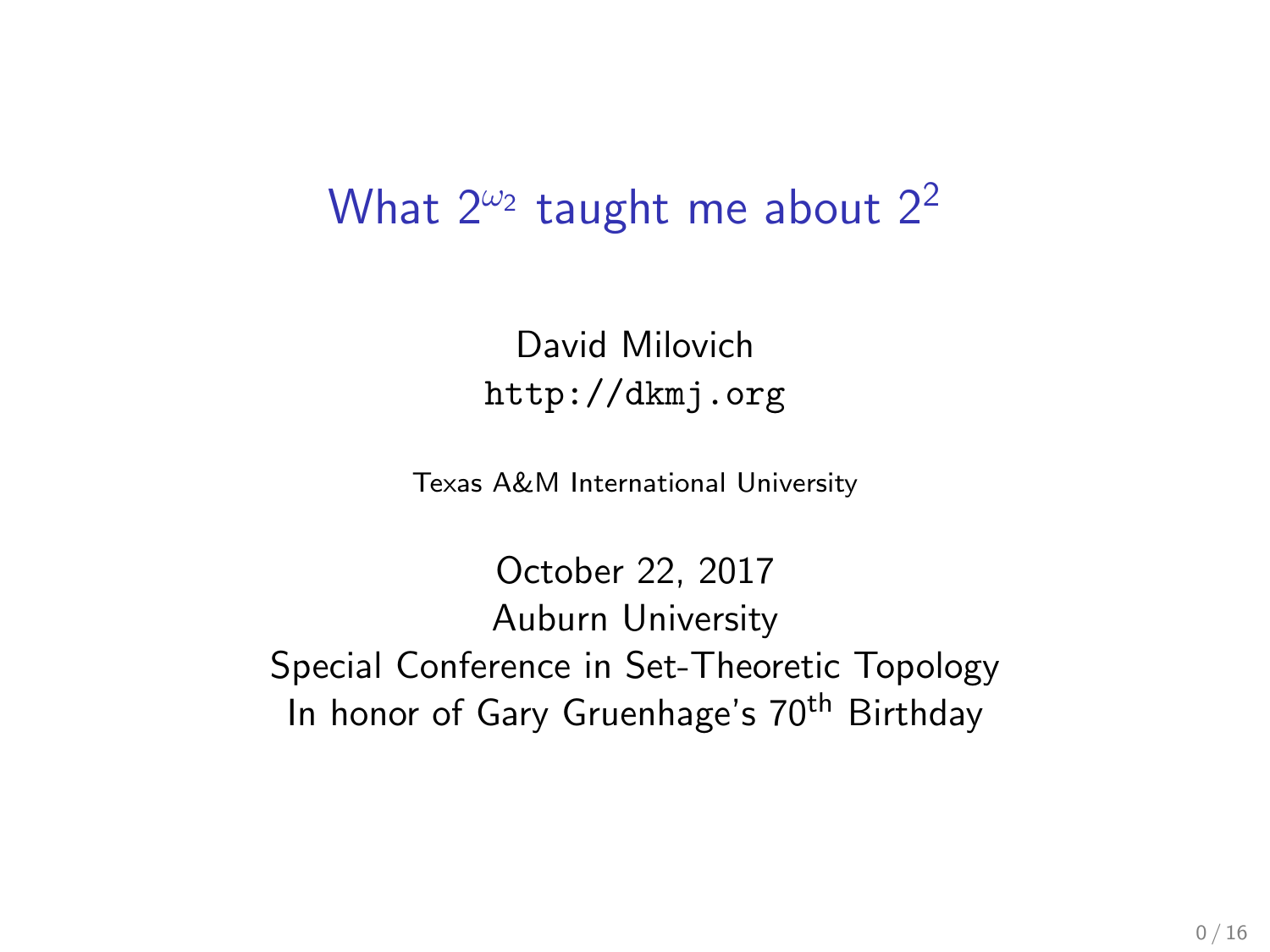# What $2^{\omega_2}$ taught me about $2^2$

David Milovich

http://dkmj.org

Texas A&M International University

October 22, 2017

Auburn University

Special Conference in Set-Theoretic Topology

In honor of Gary Gruenhage's 70th Birthday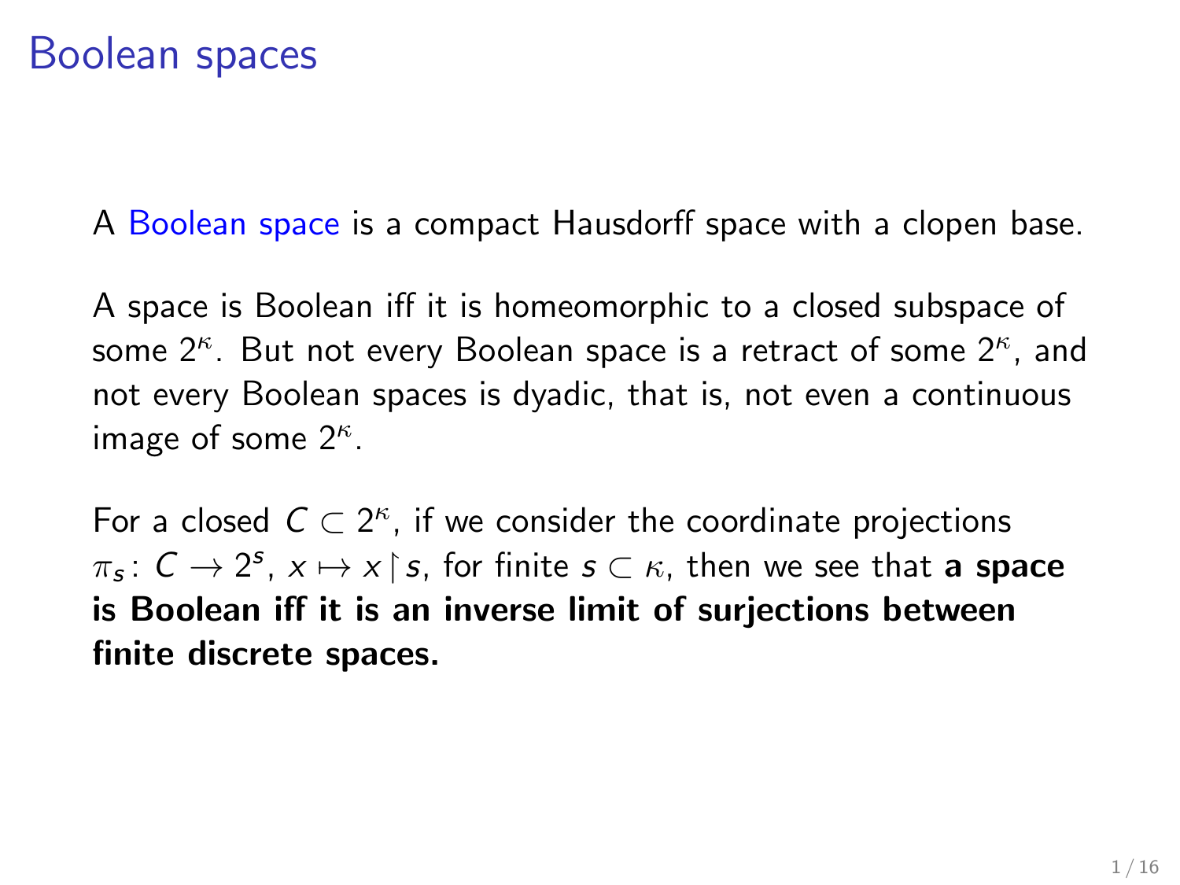# Boolean spaces

A Boolean space is a compact Hausdorff space with a clopen base.

A space is Boolean iff it is homeomorphic to a closed subspace of some $2^\kappa$. But not every Boolean space is a retract of some $2^\kappa$, and not every Boolean spaces is dyadic, that is, not even a continuous image of some $2^\kappa$.

For a closed $C \subset 2^\kappa$, if we consider the coordinate projections $\pi_s \colon C \to 2^s$, $x \mapsto x \restriction s$, for finite $s \subset \kappa$, then we see that **a space is Boolean iff it is an inverse limit of surjections between finite discrete spaces.**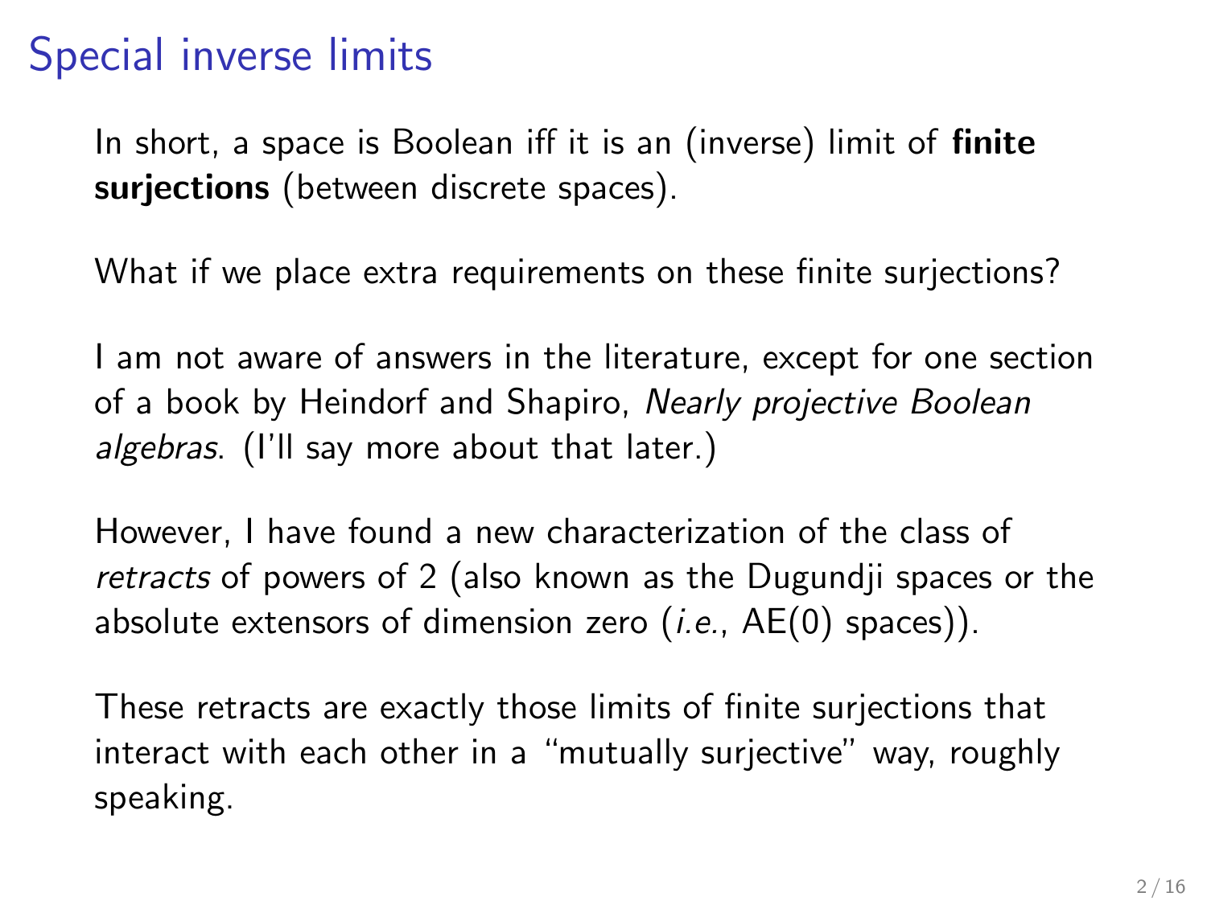# Special inverse limits

In short, a space is Boolean iff it is an (inverse) limit of **finite surjections** (between discrete spaces).

What if we place extra requirements on these finite surjections?

I am not aware of answers in the literature, except for one section of a book by Heindorf and Shapiro, *Nearly projective Boolean algebras*. (I'll say more about that later.)

However, I have found a new characterization of the class of *retracts* of powers of 2 (also known as the Dugundji spaces or the absolute extensors of dimension zero (*i.e.*, AE(0) spaces)).

These retracts are exactly those limits of finite surjections that interact with each other in a "mutually surjective" way, roughly speaking.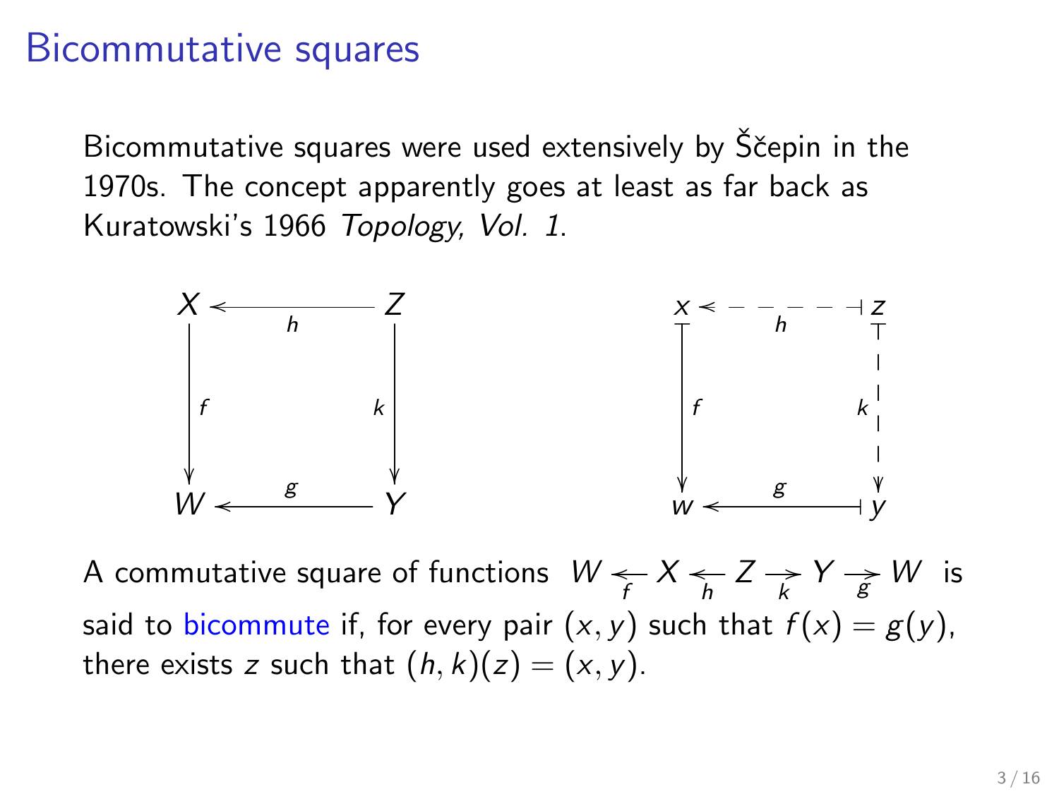# Bicommutative squares

Bicommutative squares were used extensively by Ščepin in the 1970s. The concept apparently goes at least as far back as Kuratowski's 1966 *Topology, Vol. 1*.

$$
\begin{array}{ccc}
X & \xleftarrow{h} & Z \\
{\scriptstyle f}\downarrow & & \downarrow{\scriptstyle k} \\
W & \xleftarrow{g} & Y
\end{array}
\qquad\qquad
\begin{array}{ccc}
x & \overset{h}{\longleftarrow\!\!\!\dashv} & z \\
{\scriptstyle f}\downarrow & & \downarrow{\scriptstyle k} \\
w & \overset{g}{\longleftarrow\!\!\!\dashv} & y
\end{array}
$$

A commutative square of functions $W \underset{f}{\leftarrow} X \underset{h}{\leftarrow} Z \underset{k}{\rightarrow} Y \underset{g}{\rightarrow} W$ is said to bicommute if, for every pair $(x, y)$ such that $f(x) = g(y)$, there exists $z$ such that $(h, k)(z) = (x, y)$.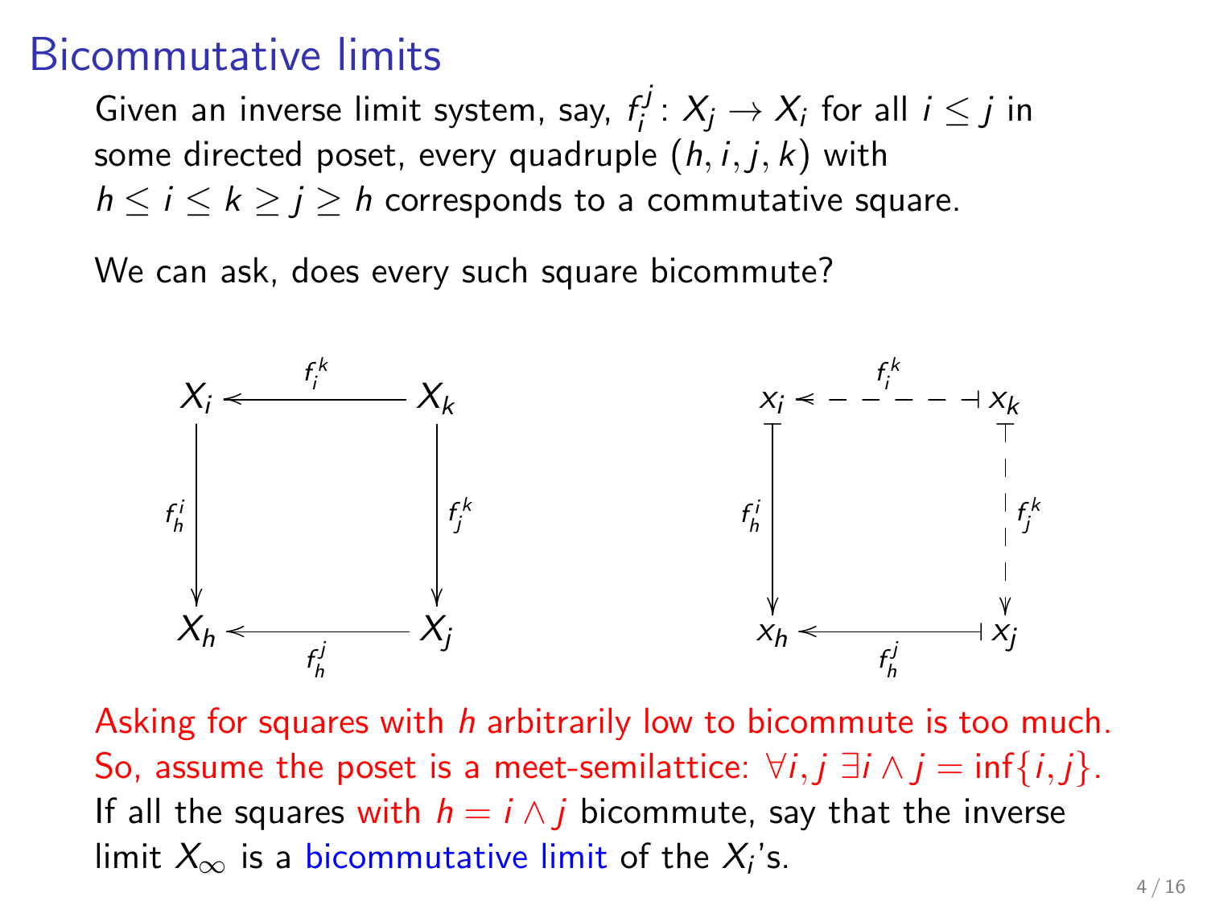# Bicommutative limits

Given an inverse limit system, say, $f_i^j \colon X_j \to X_i$ for all $i \le j$ in some directed poset, every quadruple $(h, i, j, k)$ with $h \le i \le k \ge j \ge h$ corresponds to a commutative square.

We can ask, does every such square bicommute?

$$
\begin{array}{ccc}
X_i & \xleftarrow{f_i^k} & X_k \\
{\scriptstyle f_h^i}\downarrow & & \downarrow{\scriptstyle f_j^k} \\
X_h & \xleftarrow[f_h^j]{} & X_j
\end{array}
\qquad\qquad
\begin{array}{ccc}
x_i & \xleftarrow{f_i^k} & x_k \\
{\scriptstyle f_h^i}\downarrow & & \downarrow{\scriptstyle f_j^k} \\
x_h & \xleftarrow[f_h^j]{} & x_j
\end{array}
$$

Asking for squares with $h$ arbitrarily low to bicommute is too much. So, assume the poset is a meet-semilattice: $\forall i, j\ \exists i \wedge j = \inf\{i, j\}$.

If all the squares with $h = i \wedge j$ bicommute, say that the inverse limit $X_\infty$ is a bicommutative limit of the $X_i$'s.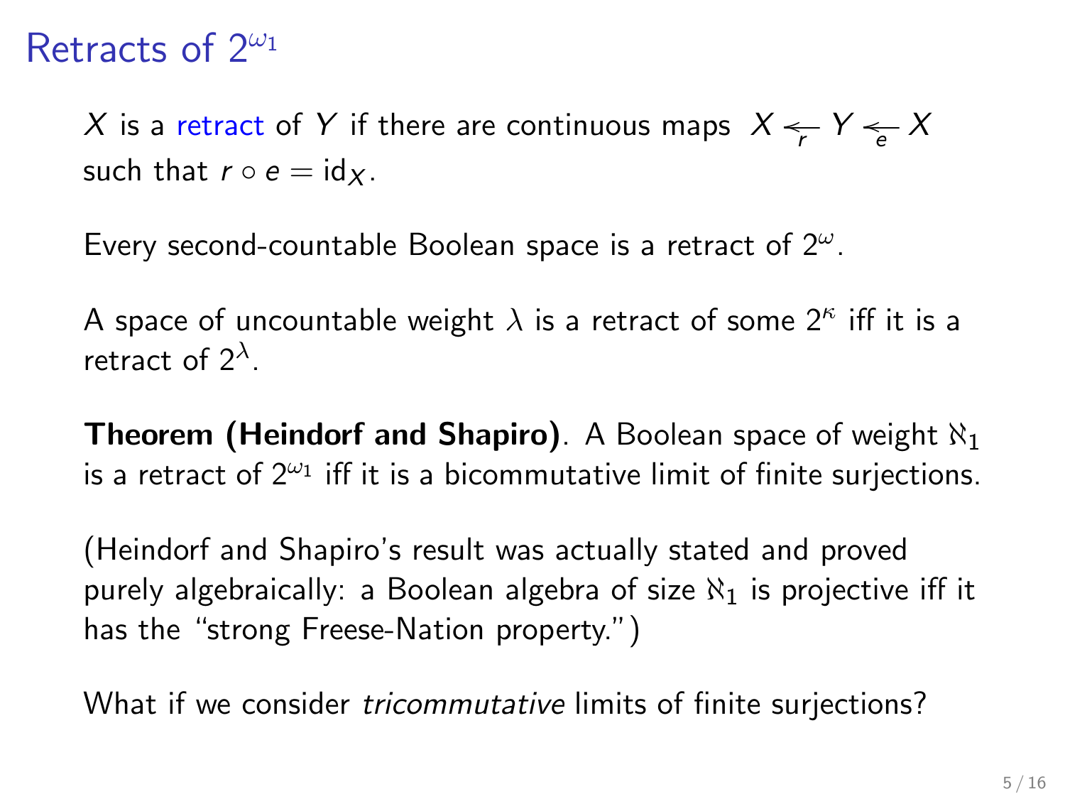# Retracts of $2^{\omega_1}$

$X$ is a retract of $Y$ if there are continuous maps $X \underset{r}{\leftarrow} Y \underset{e}{\leftarrow} X$ such that $r \circ e = \mathrm{id}_X$.

Every second-countable Boolean space is a retract of $2^\omega$.

A space of uncountable weight $\lambda$ is a retract of some $2^\kappa$ iff it is a retract of $2^\lambda$.

**Theorem (Heindorf and Shapiro)**. A Boolean space of weight $\aleph_1$ is a retract of $2^{\omega_1}$ iff it is a bicommutative limit of finite surjections.

(Heindorf and Shapiro's result was actually stated and proved purely algebraically: a Boolean algebra of size $\aleph_1$ is projective iff it has the "strong Freese-Nation property.")

What if we consider *tricommutative* limits of finite surjections?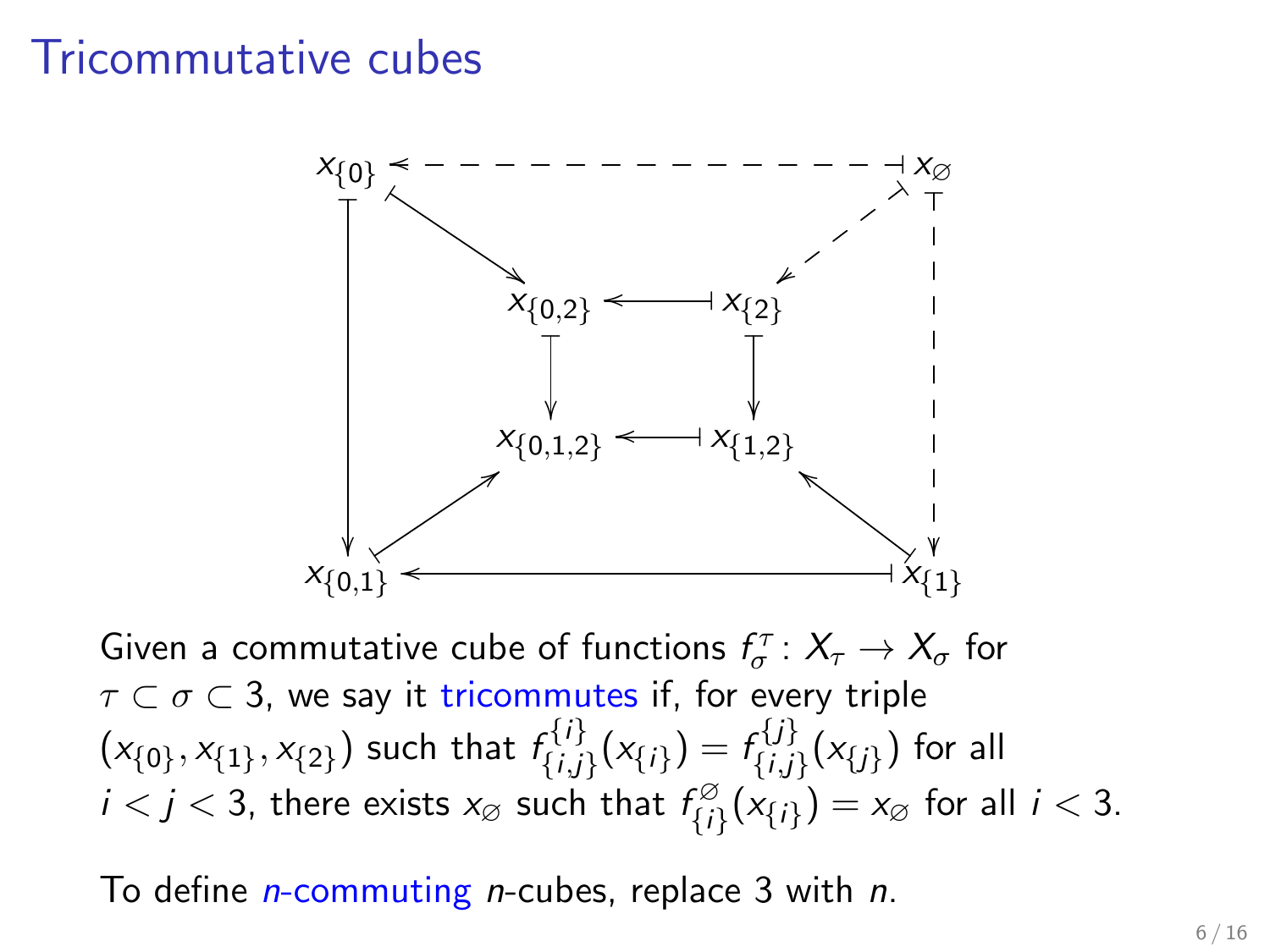# Tricommutative cubes

$$
\begin{array}{ccccc}
x_{\{0\}} & & \leftarrow\!\!-\,-\,-\,- & & x_{\varnothing} \\
\downarrow & \searrow & & \swarrow & \downarrow \\
 & x_{\{0,2\}} & \longleftarrow & x_{\{2\}} & \\
 & \downarrow & & \downarrow & \\
 & x_{\{0,1,2\}} & \longleftarrow & x_{\{1,2\}} & \\
 & \nearrow & & \nwarrow & \\
x_{\{0,1\}} & & \longleftarrow & & x_{\{1\}}
\end{array}
$$

Given a commutative cube of functions $f^{\tau}_{\sigma} \colon X_{\tau} \to X_{\sigma}$ for $\tau \subset \sigma \subset 3$, we say it tricommutes if, for every triple $(x_{\{0\}}, x_{\{1\}}, x_{\{2\}})$ such that $f^{\{i\}}_{\{i,j\}}(x_{\{i\}}) = f^{\{j\}}_{\{i,j\}}(x_{\{j\}})$ for all $i < j < 3$, there exists $x_{\varnothing}$ such that $f^{\varnothing}_{\{i\}}(x_{\{i\}}) = x_{\varnothing}$ for all $i < 3$.

To define *n*-commuting *n*-cubes, replace 3 with $n$.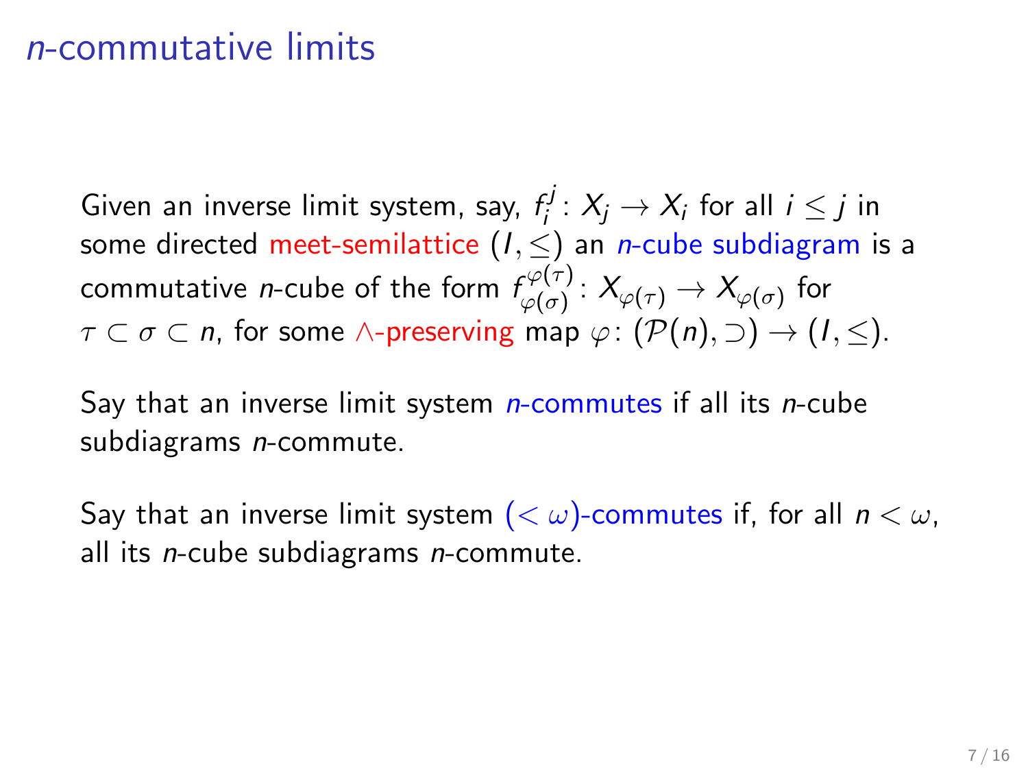# $n$-commutative limits

Given an inverse limit system, say, $f_i^j \colon X_j \to X_i$ for all $i \leq j$ in some directed meet-semilattice $(I, \leq)$ an $n$-cube subdiagram is a commutative $n$-cube of the form $f_{\varphi(\sigma)}^{\varphi(\tau)} \colon X_{\varphi(\tau)} \to X_{\varphi(\sigma)}$ for $\tau \subset \sigma \subset n$, for some $\wedge$-preserving map $\varphi \colon (\mathcal{P}(n), \supset) \to (I, \leq)$.

Say that an inverse limit system $n$-commutes if all its $n$-cube subdiagrams $n$-commute.

Say that an inverse limit system $(< \omega)$-commutes if, for all $n < \omega$, all its $n$-cube subdiagrams $n$-commute.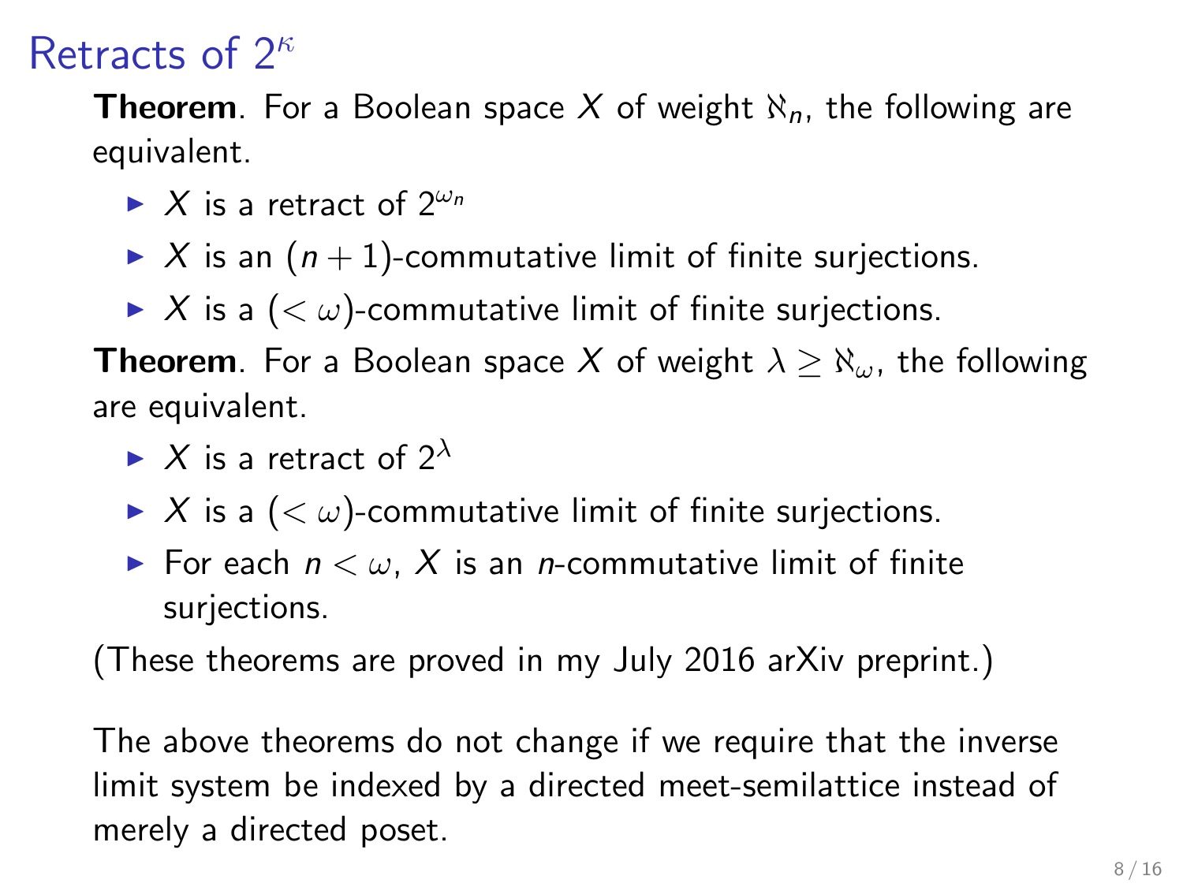# Retracts of $2^\kappa$

**Theorem**. For a Boolean space $X$ of weight $\aleph_n$, the following are equivalent.

- $X$ is a retract of $2^{\omega_n}$
- $X$ is an $(n+1)$-commutative limit of finite surjections.
- $X$ is a $(<\omega)$-commutative limit of finite surjections.

**Theorem**. For a Boolean space $X$ of weight $\lambda \geq \aleph_\omega$, the following are equivalent.

- $X$ is a retract of $2^\lambda$
- $X$ is a $(<\omega)$-commutative limit of finite surjections.
- For each $n < \omega$, $X$ is an $n$-commutative limit of finite surjections.

(These theorems are proved in my July 2016 arXiv preprint.)

The above theorems do not change if we require that the inverse limit system be indexed by a directed meet-semilattice instead of merely a directed poset.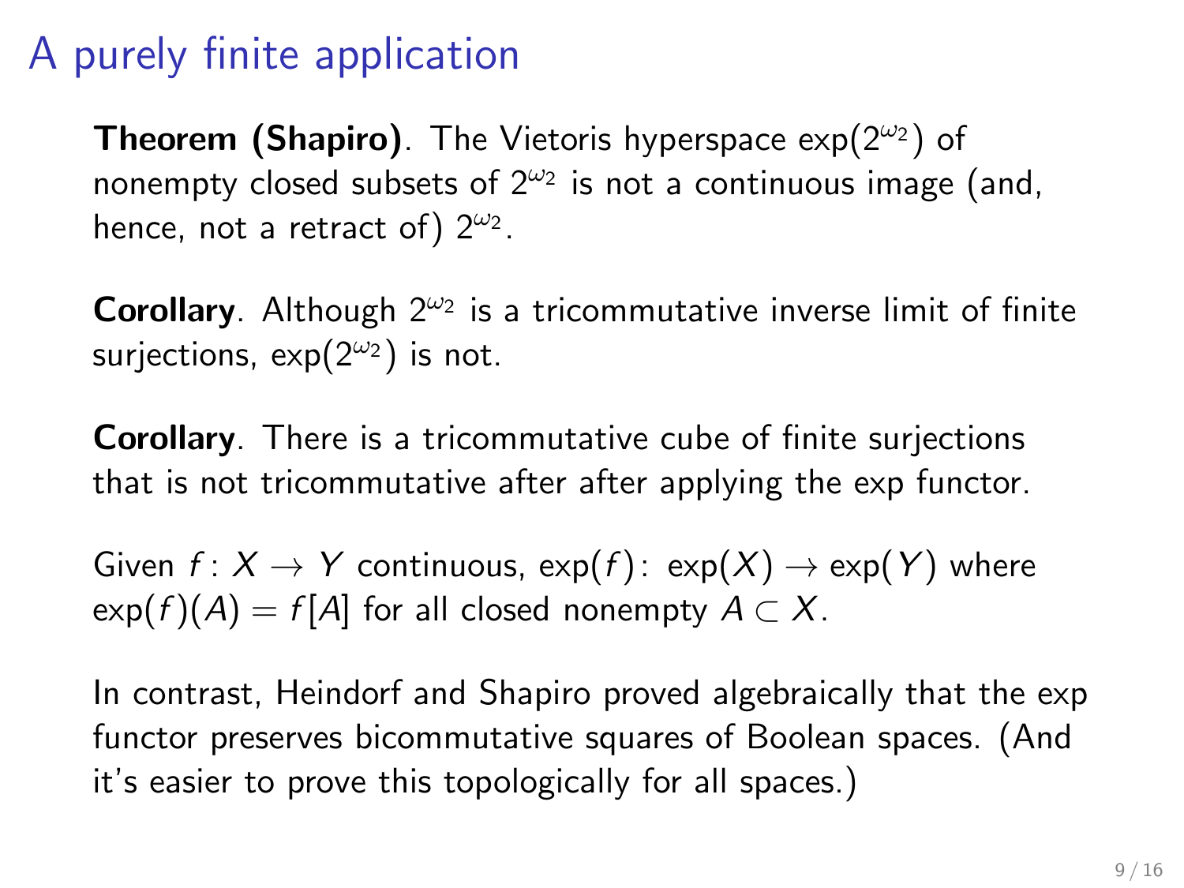# A purely finite application

**Theorem (Shapiro)**. The Vietoris hyperspace $\exp(2^{\omega_2})$ of nonempty closed subsets of $2^{\omega_2}$ is not a continuous image (and, hence, not a retract of) $2^{\omega_2}$.

**Corollary**. Although $2^{\omega_2}$ is a tricommutative inverse limit of finite surjections, $\exp(2^{\omega_2})$ is not.

**Corollary**. There is a tricommutative cube of finite surjections that is not tricommutative after after applying the exp functor.

Given $f\colon X \to Y$ continuous, $\exp(f)\colon \exp(X) \to \exp(Y)$ where $\exp(f)(A) = f[A]$ for all closed nonempty $A \subset X$.

In contrast, Heindorf and Shapiro proved algebraically that the exp functor preserves bicommutative squares of Boolean spaces. (And it's easier to prove this topologically for all spaces.)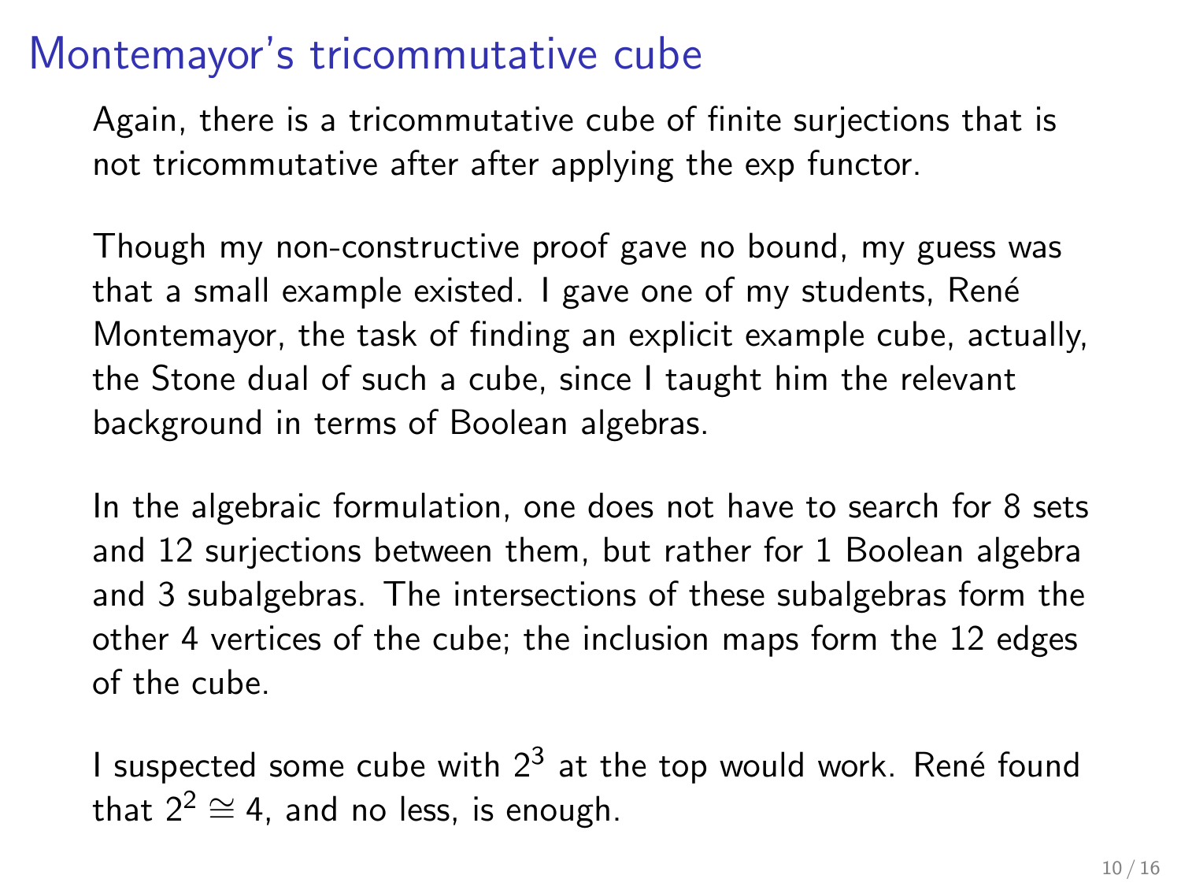# Montemayor's tricommutative cube

Again, there is a tricommutative cube of finite surjections that is not tricommutative after after applying the exp functor.

Though my non-constructive proof gave no bound, my guess was that a small example existed. I gave one of my students, René Montemayor, the task of finding an explicit example cube, actually, the Stone dual of such a cube, since I taught him the relevant background in terms of Boolean algebras.

In the algebraic formulation, one does not have to search for 8 sets and 12 surjections between them, but rather for 1 Boolean algebra and 3 subalgebras. The intersections of these subalgebras form the other 4 vertices of the cube; the inclusion maps form the 12 edges of the cube.

I suspected some cube with $2^3$ at the top would work. René found that $2^2 \cong 4$, and no less, is enough.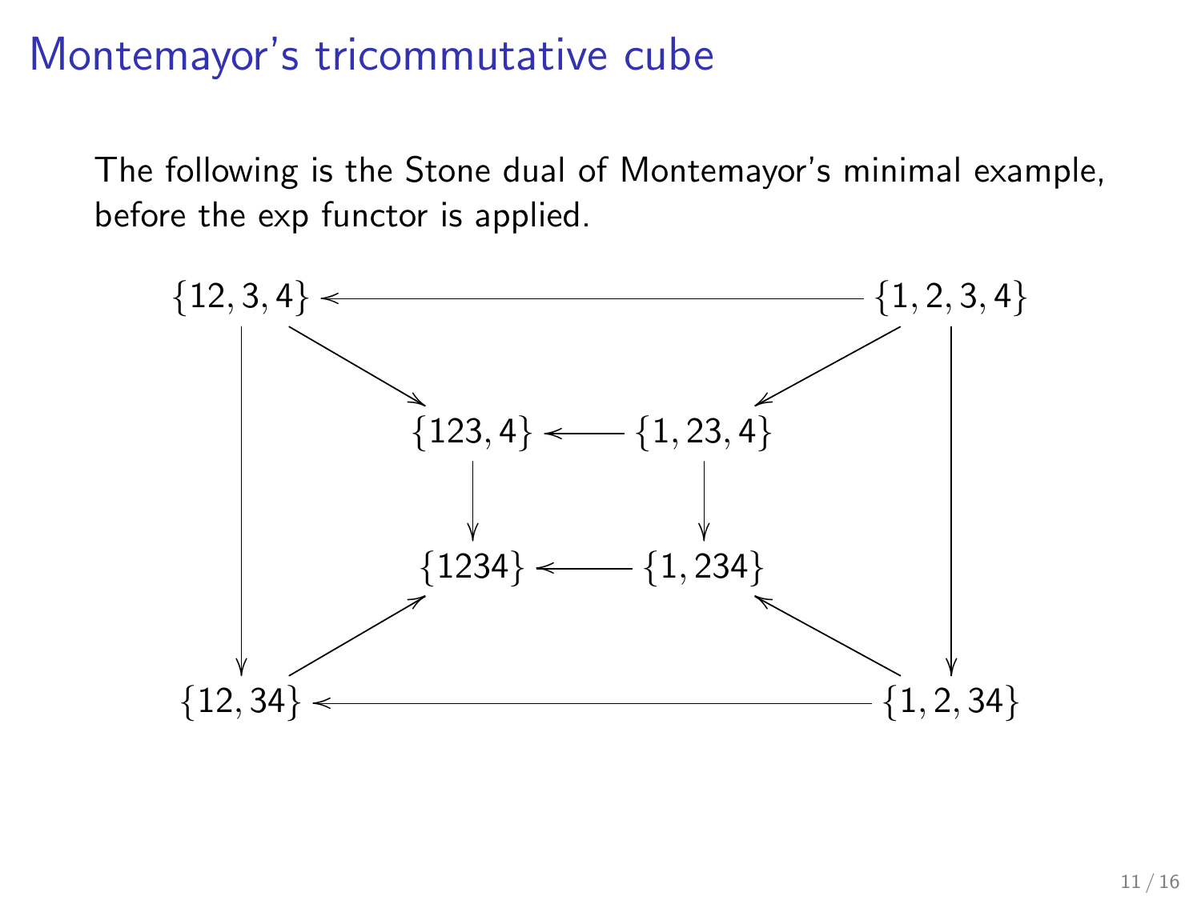# Montemayor's tricommutative cube

The following is the Stone dual of Montemayor's minimal example, before the exp functor is applied.

$$
\begin{array}{ccccccc}
\{12,3,4\} & \longleftarrow & & & & \longleftarrow & \{1,2,3,4\} \\
\downarrow & \searrow & & & & \swarrow & \downarrow \\
 & & \{123,4\} & \longleftarrow & \{1,23,4\} & & \\
 & & \downarrow & & \downarrow & & \\
 & & \{1234\} & \longleftarrow & \{1,234\} & & \\
\downarrow & \nearrow & & & & \nwarrow & \downarrow \\
\{12,34\} & \longleftarrow & & & & \longleftarrow & \{1,2,34\}
\end{array}
$$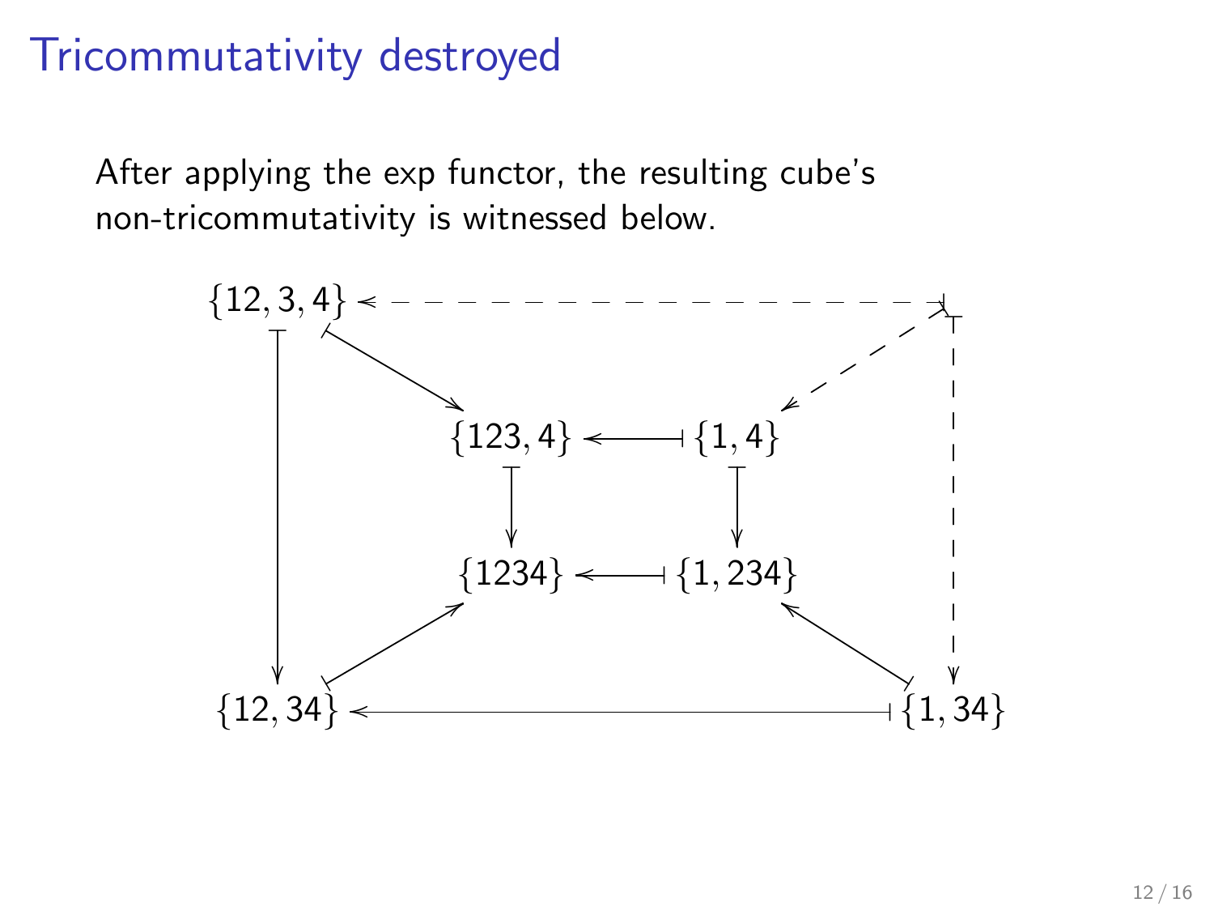# Tricommutativity destroyed

After applying the exp functor, the resulting cube's non-tricommutativity is witnessed below.

$$
\begin{array}{ccccc}
\{12,3,4\} & & \leftarrow\text{-}\text{-}\text{-}\text{-}\text{-}\text{-}\text{-}\text{-}\text{-}\text{-}\text{-}\text{-} & & \bullet \\
& \{123,4\} & \longleftarrow & \{1,4\} & \\
& \downarrow & & \downarrow & \\
& \{1234\} & \longleftarrow & \{1,234\} & \\
\{12,34\} & & \longleftarrow & & \{1,34\}
\end{array}
$$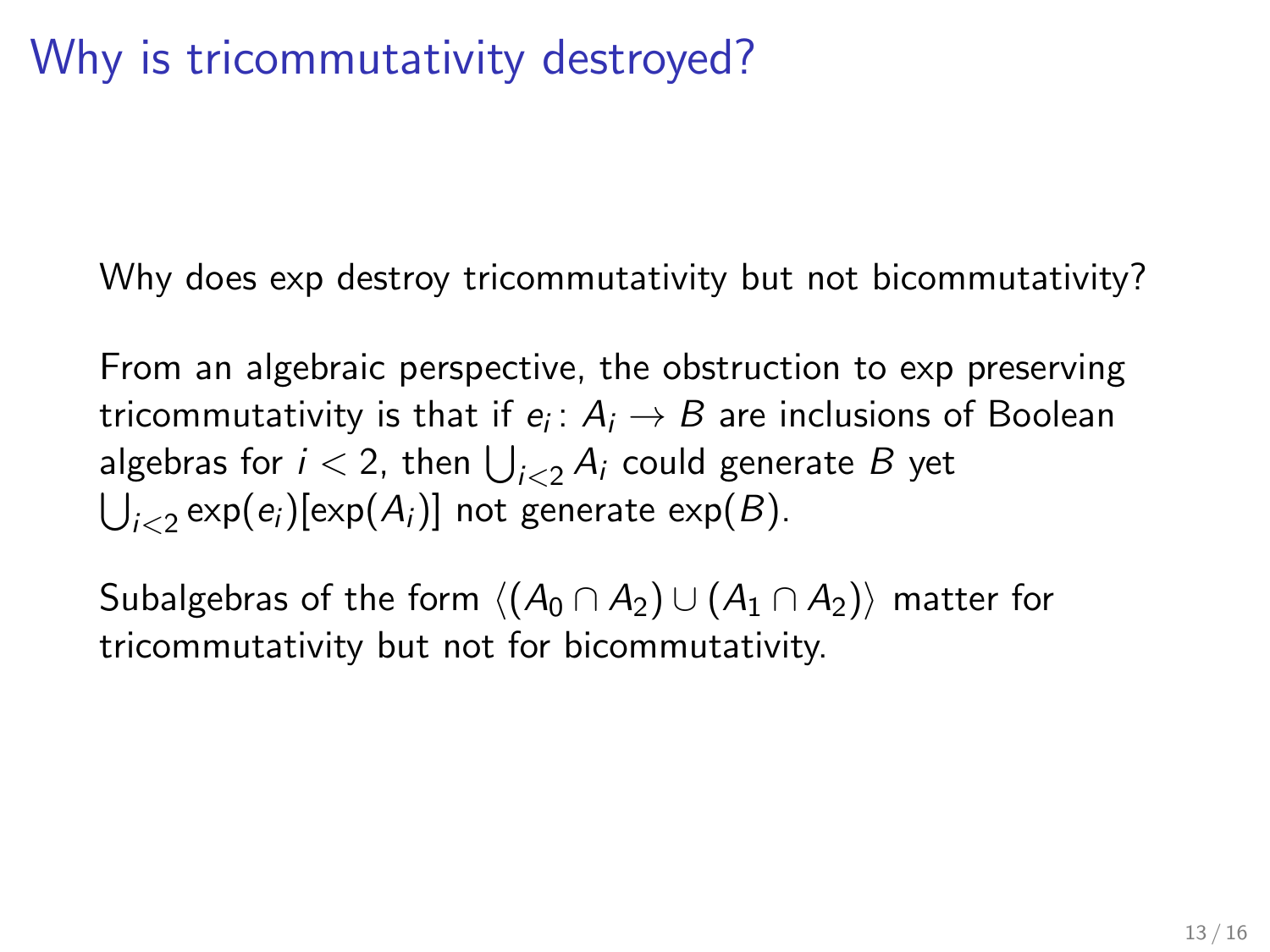# Why is tricommutativity destroyed?

Why does exp destroy tricommutativity but not bicommutativity?

From an algebraic perspective, the obstruction to exp preserving tricommutativity is that if $e_i \colon A_i \to B$ are inclusions of Boolean algebras for $i < 2$, then $\bigcup_{i<2} A_i$ could generate $B$ yet $\bigcup_{i<2} \exp(e_i)[\exp(A_i)]$ not generate $\exp(B)$.

Subalgebras of the form $\langle (A_0 \cap A_2) \cup (A_1 \cap A_2) \rangle$ matter for tricommutativity but not for bicommutativity.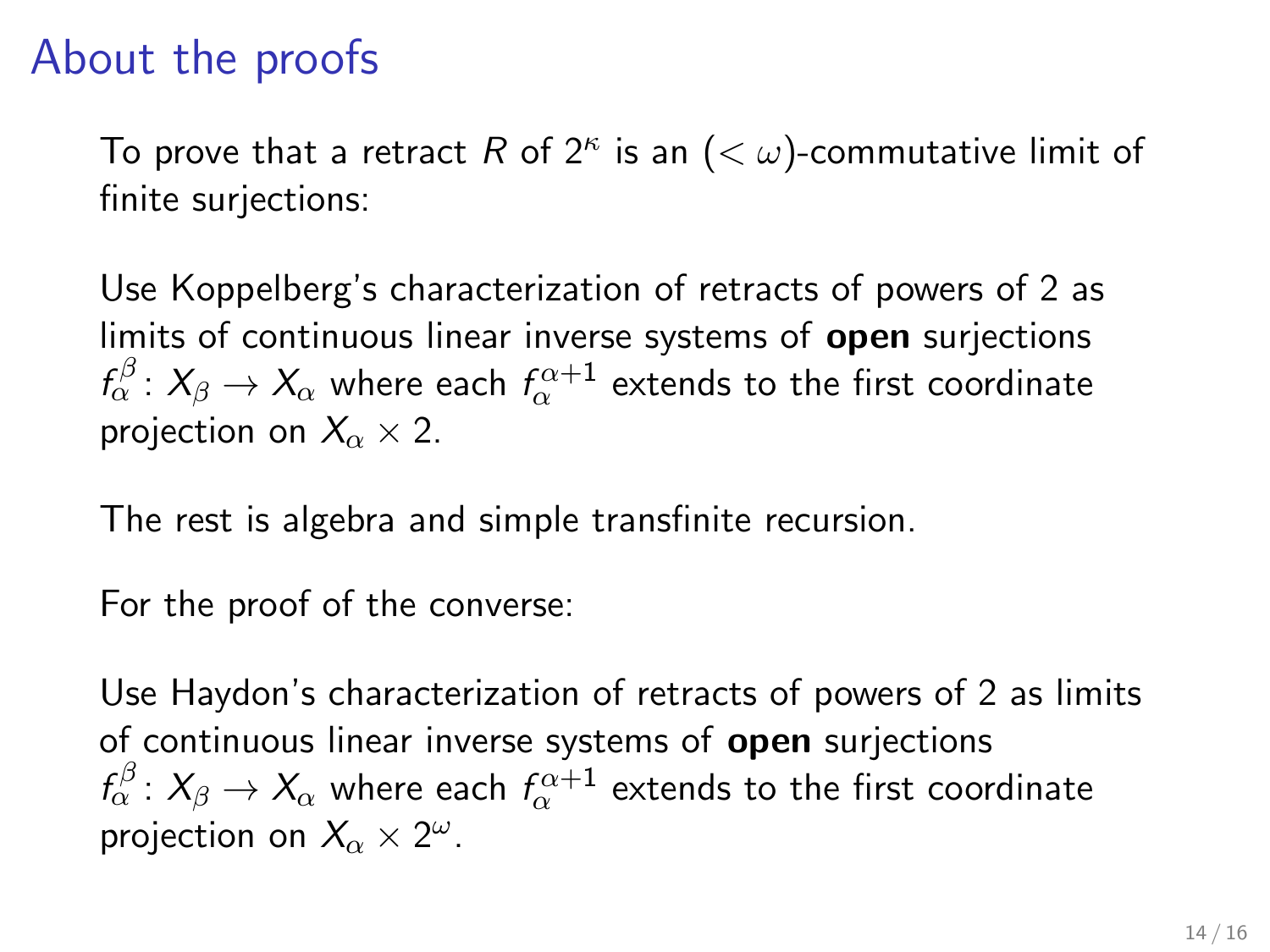# About the proofs

To prove that a retract $R$ of $2^\kappa$ is an $(<\omega)$-commutative limit of finite surjections:

Use Koppelberg's characterization of retracts of powers of 2 as limits of continuous linear inverse systems of **open** surjections $f_\alpha^\beta \colon X_\beta \to X_\alpha$ where each $f_\alpha^{\alpha+1}$ extends to the first coordinate projection on $X_\alpha \times 2$.

The rest is algebra and simple transfinite recursion.

For the proof of the converse:

Use Haydon's characterization of retracts of powers of 2 as limits of continuous linear inverse systems of **open** surjections $f_\alpha^\beta \colon X_\beta \to X_\alpha$ where each $f_\alpha^{\alpha+1}$ extends to the first coordinate projection on $X_\alpha \times 2^\omega$.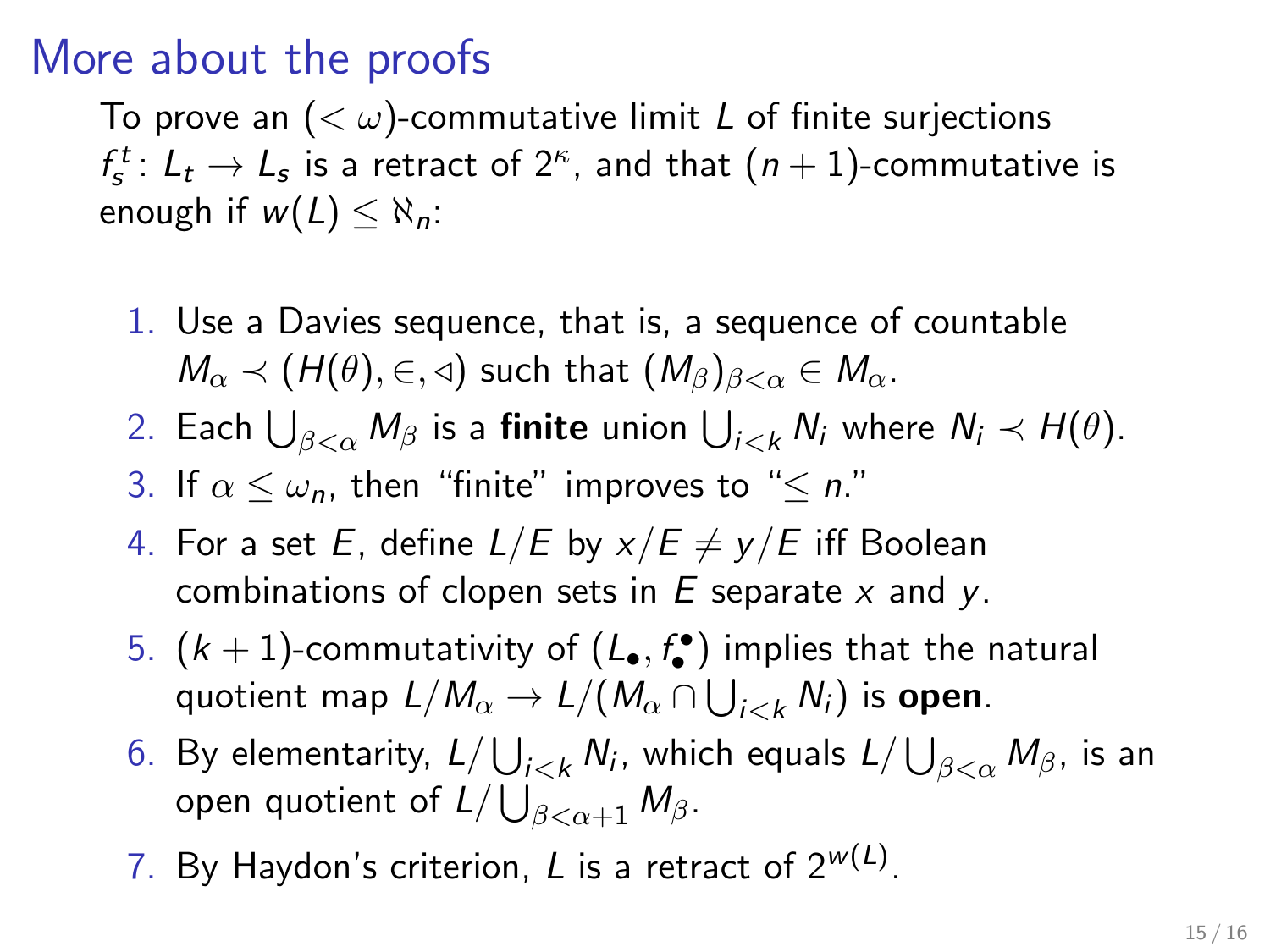# More about the proofs

To prove an $(<\omega)$-commutative limit $L$ of finite surjections $f^t_s\colon L_t \to L_s$ is a retract of $2^\kappa$, and that $(n+1)$-commutative is enough if $w(L) \le \aleph_n$:

1. Use a Davies sequence, that is, a sequence of countable $M_\alpha \prec (H(\theta), \in, \lhd)$ such that $(M_\beta)_{\beta<\alpha} \in M_\alpha$.
2. Each $\bigcup_{\beta<\alpha} M_\beta$ is a **finite** union $\bigcup_{i<k} N_i$ where $N_i \prec H(\theta)$.
3. If $\alpha \le \omega_n$, then "finite" improves to "$\le n$."
4. For a set $E$, define $L/E$ by $x/E \ne y/E$ iff Boolean combinations of clopen sets in $E$ separate $x$ and $y$.
5. $(k+1)$-commutativity of $(L_\bullet, f^\bullet_\bullet)$ implies that the natural quotient map $L/M_\alpha \to L/(M_\alpha \cap \bigcup_{i<k} N_i)$ is **open**.
6. By elementarity, $L/\bigcup_{i<k} N_i$, which equals $L/\bigcup_{\beta<\alpha} M_\beta$, is an open quotient of $L/\bigcup_{\beta<\alpha+1} M_\beta$.
7. By Haydon's criterion, $L$ is a retract of $2^{w(L)}$.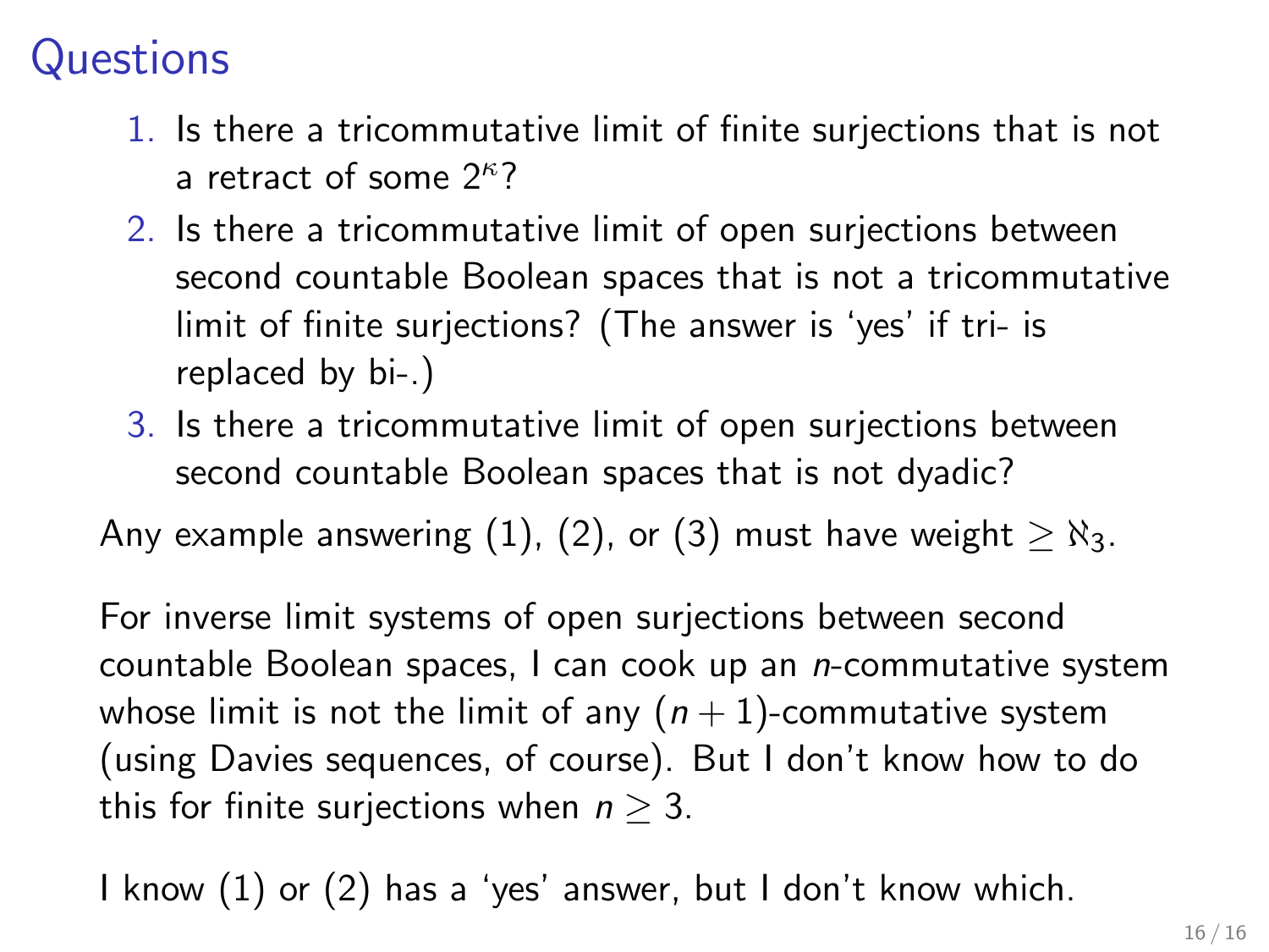# Questions

1. Is there a tricommutative limit of finite surjections that is not a retract of some $2^\kappa$?
2. Is there a tricommutative limit of open surjections between second countable Boolean spaces that is not a tricommutative limit of finite surjections? (The answer is 'yes' if tri- is replaced by bi-.)
3. Is there a tricommutative limit of open surjections between second countable Boolean spaces that is not dyadic?

Any example answering (1), (2), or (3) must have weight $\geq \aleph_3$.

For inverse limit systems of open surjections between second countable Boolean spaces, I can cook up an $n$-commutative system whose limit is not the limit of any $(n+1)$-commutative system (using Davies sequences, of course). But I don't know how to do this for finite surjections when $n \geq 3$.

I know (1) or (2) has a 'yes' answer, but I don't know which.